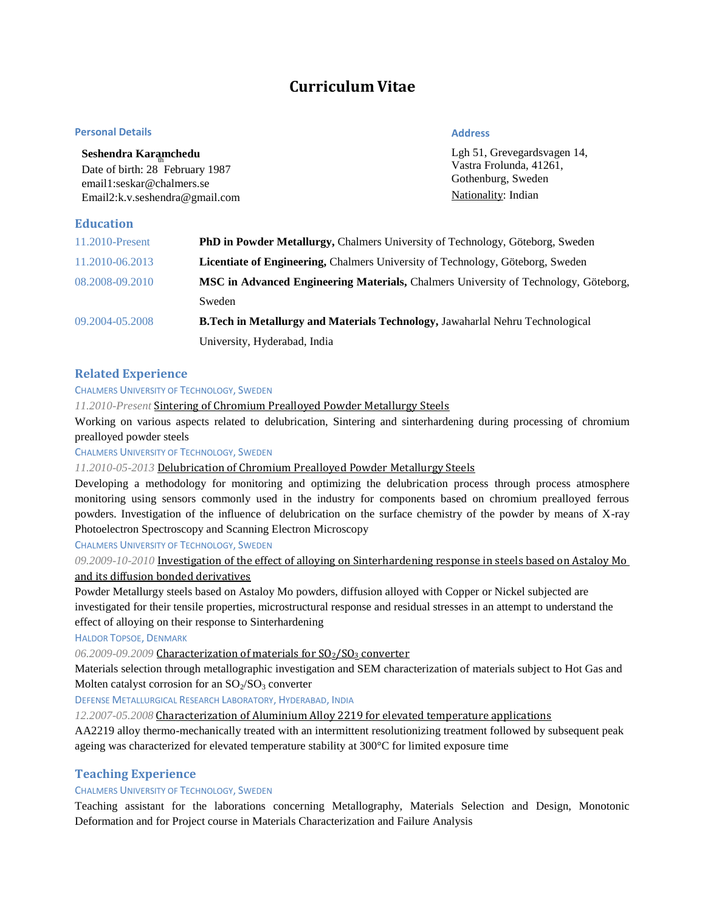# Curriculum Vitae

## Personal Details

**Seshendra Karamchedu**
Date of birth: 28th February 1987
email1:seskar@chalmers.se
Email2:k.v.seshendra@gmail.com

## Address

Lgh 51, Grevegardsvagen 14,
Vastra Frolunda, 41261,
Gothenburg, Sweden
Nationality: Indian

## Education

| | |
|---|---|
| 11.2010-Present | **PhD in Powder Metallurgy,** Chalmers University of Technology, Göteborg, Sweden |
| 11.2010-06.2013 | **Licentiate of Engineering,** Chalmers University of Technology, Göteborg, Sweden |
| 08.2008-09.2010 | **MSC in Advanced Engineering Materials,** Chalmers University of Technology, Göteborg, Sweden |
| 09.2004-05.2008 | **B.Tech in Metallurgy and Materials Technology,** Jawaharlal Nehru Technological University, Hyderabad, India |

## Related Experience

CHALMERS UNIVERSITY OF TECHNOLOGY, SWEDEN

*11.2010-Present* Sintering of Chromium Prealloyed Powder Metallurgy Steels

Working on various aspects related to delubrication, Sintering and sinterhardening during processing of chromium prealloyed powder steels

CHALMERS UNIVERSITY OF TECHNOLOGY, SWEDEN

*11.2010-05-2013* Delubrication of Chromium Prealloyed Powder Metallurgy Steels

Developing a methodology for monitoring and optimizing the delubrication process through process atmosphere monitoring using sensors commonly used in the industry for components based on chromium prealloyed ferrous powders. Investigation of the influence of delubrication on the surface chemistry of the powder by means of X-ray Photoelectron Spectroscopy and Scanning Electron Microscopy

CHALMERS UNIVERSITY OF TECHNOLOGY, SWEDEN

*09.2009-10-2010* Investigation of the effect of alloying on Sinterhardening response in steels based on Astaloy Mo and its diffusion bonded derivatives

Powder Metallurgy steels based on Astaloy Mo powders, diffusion alloyed with Copper or Nickel subjected are investigated for their tensile properties, microstructural response and residual stresses in an attempt to understand the effect of alloying on their response to Sinterhardening

HALDOR TOPSOE, DENMARK

*06.2009-09.2009* Characterization of materials for $SO_2$/$SO_3$ converter

Materials selection through metallographic investigation and SEM characterization of materials subject to Hot Gas and Molten catalyst corrosion for an $SO_2$/$SO_3$ converter

DEFENSE METALLURGICAL RESEARCH LABORATORY, HYDERABAD, INDIA

*12.2007-05.2008* Characterization of Aluminium Alloy 2219 for elevated temperature applications

AA2219 alloy thermo-mechanically treated with an intermittent resolutionizing treatment followed by subsequent peak ageing was characterized for elevated temperature stability at 300°C for limited exposure time

## Teaching Experience

CHALMERS UNIVERSITY OF TECHNOLOGY, SWEDEN

Teaching assistant for the laborations concerning Metallography, Materials Selection and Design, Monotonic Deformation and for Project course in Materials Characterization and Failure Analysis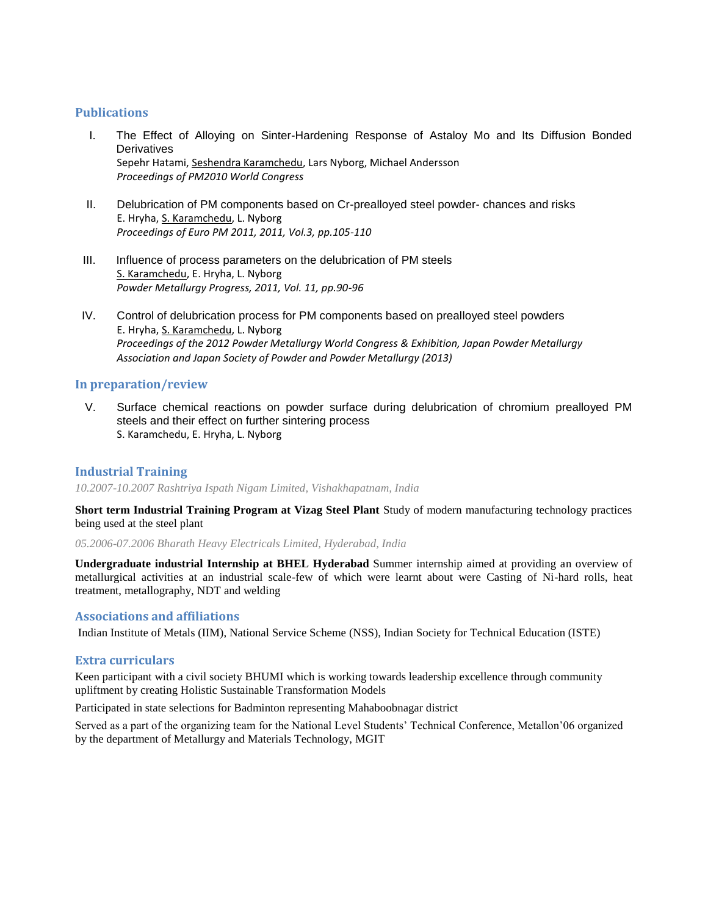## Publications

I. The Effect of Alloying on Sinter-Hardening Response of Astaloy Mo and Its Diffusion Bonded Derivatives
Sepehr Hatami, Seshendra Karamchedu, Lars Nyborg, Michael Andersson
*Proceedings of PM2010 World Congress*

II. Delubrication of PM components based on Cr-prealloyed steel powder- chances and risks
E. Hryha, S. Karamchedu, L. Nyborg
*Proceedings of Euro PM 2011, 2011, Vol.3, pp.105-110*

III. Influence of process parameters on the delubrication of PM steels
S. Karamchedu, E. Hryha, L. Nyborg
*Powder Metallurgy Progress, 2011, Vol. 11, pp.90-96*

IV. Control of delubrication process for PM components based on prealloyed steel powders
E. Hryha, S. Karamchedu, L. Nyborg
*Proceedings of the 2012 Powder Metallurgy World Congress & Exhibition, Japan Powder Metallurgy Association and Japan Society of Powder and Powder Metallurgy (2013)*

## In preparation/review

V. Surface chemical reactions on powder surface during delubrication of chromium prealloyed PM steels and their effect on further sintering process
S. Karamchedu, E. Hryha, L. Nyborg

## Industrial Training

*10.2007-10.2007 Rashtriya Ispath Nigam Limited, Vishakhapatnam, India*

**Short term Industrial Training Program at Vizag Steel Plant** Study of modern manufacturing technology practices being used at the steel plant

*05.2006-07.2006 Bharath Heavy Electricals Limited, Hyderabad, India*

**Undergraduate industrial Internship at BHEL Hyderabad** Summer internship aimed at providing an overview of metallurgical activities at an industrial scale-few of which were learnt about were Casting of Ni-hard rolls, heat treatment, metallography, NDT and welding

## Associations and affiliations

Indian Institute of Metals (IIM), National Service Scheme (NSS), Indian Society for Technical Education (ISTE)

## Extra curriculars

Keen participant with a civil society BHUMI which is working towards leadership excellence through community upliftment by creating Holistic Sustainable Transformation Models

Participated in state selections for Badminton representing Mahaboobnagar district

Served as a part of the organizing team for the National Level Students' Technical Conference, Metallon'06 organized by the department of Metallurgy and Materials Technology, MGIT